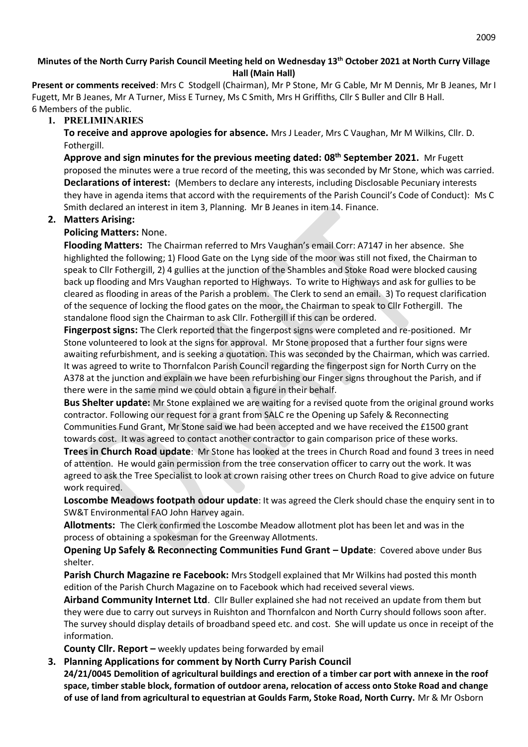**Minutes of the North Curry Parish Council Meeting held on Wednesday 13th October 2021 at North Curry Village Hall (Main Hall)**

**Present or comments received**: Mrs C Stodgell (Chairman), Mr P Stone, Mr G Cable, Mr M Dennis, Mr B Jeanes, Mr I Fugett, Mr B Jeanes, Mr A Turner, Miss E Turney, Ms C Smith, Mrs H Griffiths, Cllr S Buller and Cllr B Hall.
6 Members of the public.

1. **PRELIMINARIES**

   **To receive and approve apologies for absence.** Mrs J Leader, Mrs C Vaughan, Mr M Wilkins, Cllr. D. Fothergill.

   **Approve and sign minutes for the previous meeting dated: 08th September 2021.** Mr Fugett proposed the minutes were a true record of the meeting, this was seconded by Mr Stone, which was carried.

   **Declarations of interest:** (Members to declare any interests, including Disclosable Pecuniary interests they have in agenda items that accord with the requirements of the Parish Council's Code of Conduct): Ms C Smith declared an interest in item 3, Planning. Mr B Jeanes in item 14. Finance.

2. **Matters Arising:**

   **Policing Matters:** None.

   **Flooding Matters:** The Chairman referred to Mrs Vaughan's email Corr: A7147 in her absence. She highlighted the following; 1) Flood Gate on the Lyng side of the moor was still not fixed, the Chairman to speak to Cllr Fothergill, 2) 4 gullies at the junction of the Shambles and Stoke Road were blocked causing back up flooding and Mrs Vaughan reported to Highways. To write to Highways and ask for gullies to be cleared as flooding in areas of the Parish a problem. The Clerk to send an email. 3) To request clarification of the sequence of locking the flood gates on the moor, the Chairman to speak to Cllr Fothergill. The standalone flood sign the Chairman to ask Cllr. Fothergill if this can be ordered.

   **Fingerpost signs:** The Clerk reported that the fingerpost signs were completed and re-positioned. Mr Stone volunteered to look at the signs for approval. Mr Stone proposed that a further four signs were awaiting refurbishment, and is seeking a quotation. This was seconded by the Chairman, which was carried. It was agreed to write to Thornfalcon Parish Council regarding the fingerpost sign for North Curry on the A378 at the junction and explain we have been refurbishing our Finger signs throughout the Parish, and if there were in the same mind we could obtain a figure in their behalf.

   **Bus Shelter update:** Mr Stone explained we are waiting for a revised quote from the original ground works contractor. Following our request for a grant from SALC re the Opening up Safely & Reconnecting Communities Fund Grant, Mr Stone said we had been accepted and we have received the £1500 grant towards cost. It was agreed to contact another contractor to gain comparison price of these works.

   **Trees in Church Road update**: Mr Stone has looked at the trees in Church Road and found 3 trees in need of attention. He would gain permission from the tree conservation officer to carry out the work. It was agreed to ask the Tree Specialist to look at crown raising other trees on Church Road to give advice on future work required.

   **Loscombe Meadows footpath odour update**: It was agreed the Clerk should chase the enquiry sent in to SW&T Environmental FAO John Harvey again.

   **Allotments:** The Clerk confirmed the Loscombe Meadow allotment plot has been let and was in the process of obtaining a spokesman for the Greenway Allotments.

   **Opening Up Safely & Reconnecting Communities Fund Grant – Update**: Covered above under Bus shelter.

   **Parish Church Magazine re Facebook:** Mrs Stodgell explained that Mr Wilkins had posted this month edition of the Parish Church Magazine on to Facebook which had received several views.

   **Airband Community Internet Ltd**. Cllr Buller explained she had not received an update from them but they were due to carry out surveys in Ruishton and Thornfalcon and North Curry should follows soon after. The survey should display details of broadband speed etc. and cost. She will update us once in receipt of the information.

   **County Cllr. Report –** weekly updates being forwarded by email

3. **Planning Applications for comment by North Curry Parish Council**

   **24/21/0045 Demolition of agricultural buildings and erection of a timber car port with annexe in the roof space, timber stable block, formation of outdoor arena, relocation of access onto Stoke Road and change of use of land from agricultural to equestrian at Goulds Farm, Stoke Road, North Curry.** Mr & Mr Osborn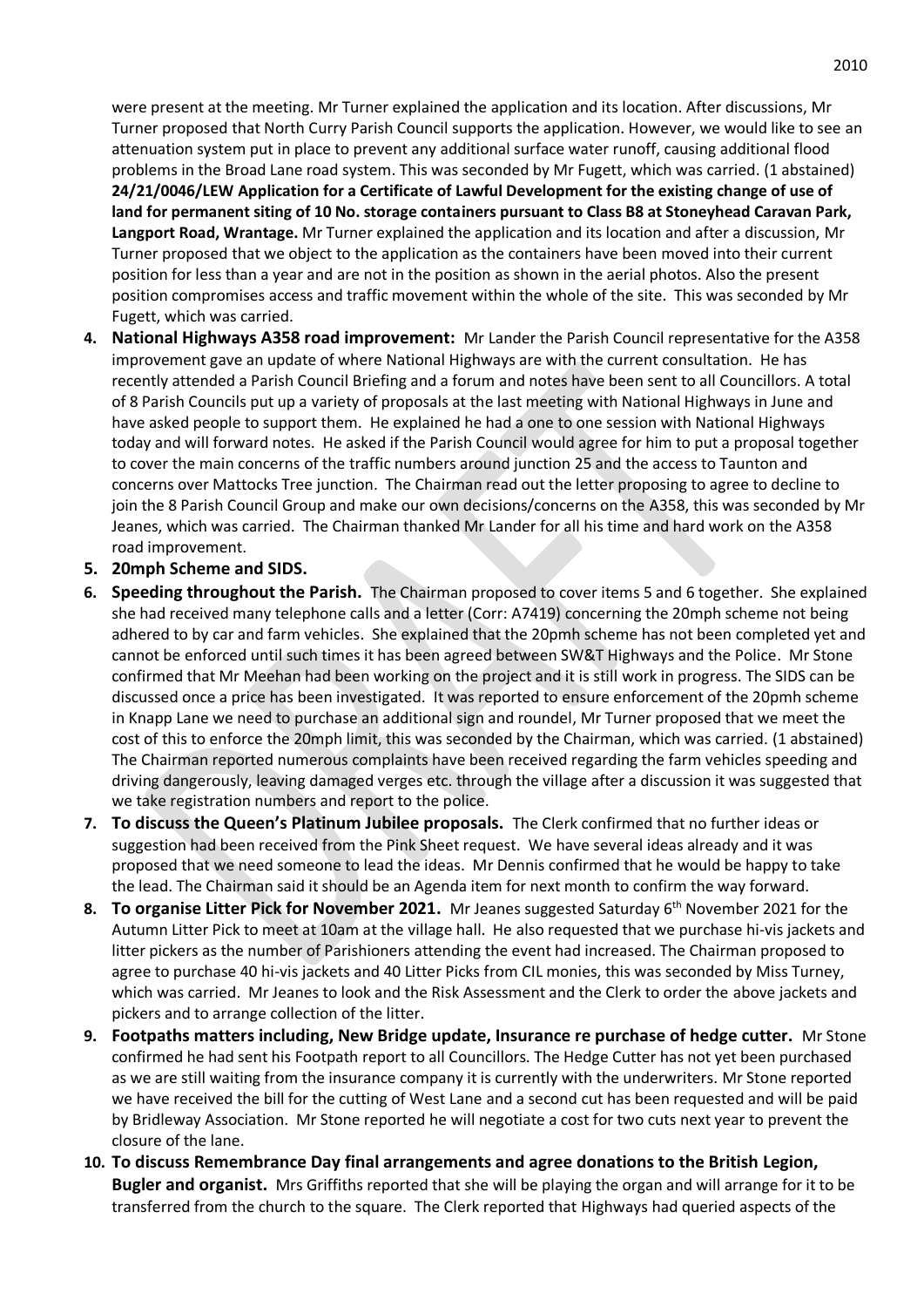were present at the meeting. Mr Turner explained the application and its location. After discussions, Mr Turner proposed that North Curry Parish Council supports the application. However, we would like to see an attenuation system put in place to prevent any additional surface water runoff, causing additional flood problems in the Broad Lane road system. This was seconded by Mr Fugett, which was carried. (1 abstained)

**24/21/0046/LEW Application for a Certificate of Lawful Development for the existing change of use of land for permanent siting of 10 No. storage containers pursuant to Class B8 at Stoneyhead Caravan Park, Langport Road, Wrantage.** Mr Turner explained the application and its location and after a discussion, Mr Turner proposed that we object to the application as the containers have been moved into their current position for less than a year and are not in the position as shown in the aerial photos. Also the present position compromises access and traffic movement within the whole of the site. This was seconded by Mr Fugett, which was carried.

4. **National Highways A358 road improvement:** Mr Lander the Parish Council representative for the A358 improvement gave an update of where National Highways are with the current consultation. He has recently attended a Parish Council Briefing and a forum and notes have been sent to all Councillors. A total of 8 Parish Councils put up a variety of proposals at the last meeting with National Highways in June and have asked people to support them. He explained he had a one to one session with National Highways today and will forward notes. He asked if the Parish Council would agree for him to put a proposal together to cover the main concerns of the traffic numbers around junction 25 and the access to Taunton and concerns over Mattocks Tree junction. The Chairman read out the letter proposing to agree to decline to join the 8 Parish Council Group and make our own decisions/concerns on the A358, this was seconded by Mr Jeanes, which was carried. The Chairman thanked Mr Lander for all his time and hard work on the A358 road improvement.
5. **20mph Scheme and SIDS.**
6. **Speeding throughout the Parish.** The Chairman proposed to cover items 5 and 6 together. She explained she had received many telephone calls and a letter (Corr: A7419) concerning the 20mph scheme not being adhered to by car and farm vehicles. She explained that the 20pmh scheme has not been completed yet and cannot be enforced until such times it has been agreed between SW&T Highways and the Police. Mr Stone confirmed that Mr Meehan had been working on the project and it is still work in progress. The SIDS can be discussed once a price has been investigated. It was reported to ensure enforcement of the 20pmh scheme in Knapp Lane we need to purchase an additional sign and roundel, Mr Turner proposed that we meet the cost of this to enforce the 20mph limit, this was seconded by the Chairman, which was carried. (1 abstained) The Chairman reported numerous complaints have been received regarding the farm vehicles speeding and driving dangerously, leaving damaged verges etc. through the village after a discussion it was suggested that we take registration numbers and report to the police.
7. **To discuss the Queen's Platinum Jubilee proposals.** The Clerk confirmed that no further ideas or suggestion had been received from the Pink Sheet request. We have several ideas already and it was proposed that we need someone to lead the ideas. Mr Dennis confirmed that he would be happy to take the lead. The Chairman said it should be an Agenda item for next month to confirm the way forward.
8. **To organise Litter Pick for November 2021.** Mr Jeanes suggested Saturday 6th November 2021 for the Autumn Litter Pick to meet at 10am at the village hall. He also requested that we purchase hi-vis jackets and litter pickers as the number of Parishioners attending the event had increased. The Chairman proposed to agree to purchase 40 hi-vis jackets and 40 Litter Picks from CIL monies, this was seconded by Miss Turney, which was carried. Mr Jeanes to look and the Risk Assessment and the Clerk to order the above jackets and pickers and to arrange collection of the litter.
9. **Footpaths matters including, New Bridge update, Insurance re purchase of hedge cutter.** Mr Stone confirmed he had sent his Footpath report to all Councillors. The Hedge Cutter has not yet been purchased as we are still waiting from the insurance company it is currently with the underwriters. Mr Stone reported we have received the bill for the cutting of West Lane and a second cut has been requested and will be paid by Bridleway Association. Mr Stone reported he will negotiate a cost for two cuts next year to prevent the closure of the lane.
10. **To discuss Remembrance Day final arrangements and agree donations to the British Legion, Bugler and organist.** Mrs Griffiths reported that she will be playing the organ and will arrange for it to be transferred from the church to the square. The Clerk reported that Highways had queried aspects of the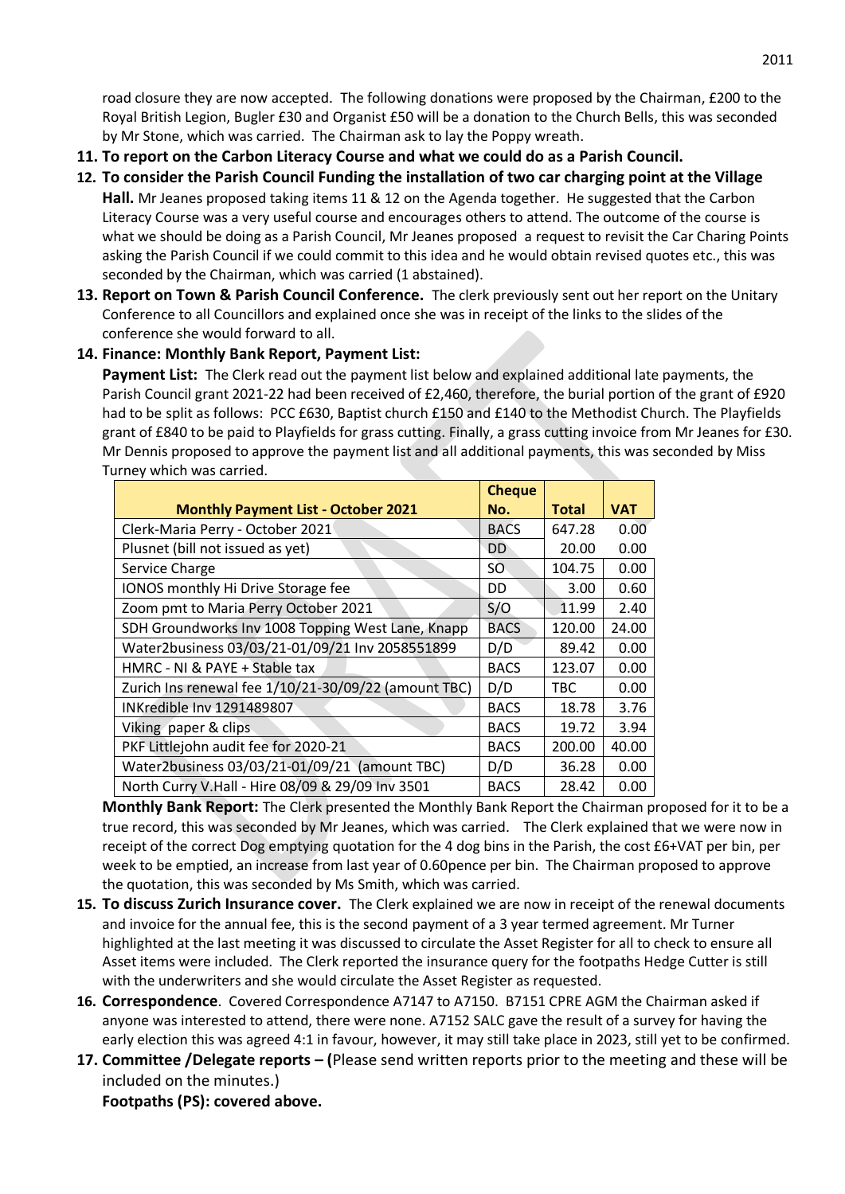road closure they are now accepted. The following donations were proposed by the Chairman, £200 to the Royal British Legion, Bugler £30 and Organist £50 will be a donation to the Church Bells, this was seconded by Mr Stone, which was carried. The Chairman ask to lay the Poppy wreath.

11. **To report on the Carbon Literacy Course and what we could do as a Parish Council.**
12. **To consider the Parish Council Funding the installation of two car charging point at the Village Hall.** Mr Jeanes proposed taking items 11 & 12 on the Agenda together. He suggested that the Carbon Literacy Course was a very useful course and encourages others to attend. The outcome of the course is what we should be doing as a Parish Council, Mr Jeanes proposed a request to revisit the Car Charing Points asking the Parish Council if we could commit to this idea and he would obtain revised quotes etc., this was seconded by the Chairman, which was carried (1 abstained).
13. **Report on Town & Parish Council Conference.** The clerk previously sent out her report on the Unitary Conference to all Councillors and explained once she was in receipt of the links to the slides of the conference she would forward to all.
14. **Finance: Monthly Bank Report, Payment List:**

**Payment List:** The Clerk read out the payment list below and explained additional late payments, the Parish Council grant 2021-22 had been received of £2,460, therefore, the burial portion of the grant of £920 had to be split as follows: PCC £630, Baptist church £150 and £140 to the Methodist Church. The Playfields grant of £840 to be paid to Playfields for grass cutting. Finally, a grass cutting invoice from Mr Jeanes for £30. Mr Dennis proposed to approve the payment list and all additional payments, this was seconded by Miss Turney which was carried.

| Monthly Payment List - October 2021 | Cheque No. | Total | VAT |
|---|---|---|---|
| Clerk-Maria Perry - October 2021 | BACS | 647.28 | 0.00 |
| Plusnet (bill not issued as yet) | DD | 20.00 | 0.00 |
| Service Charge | SO | 104.75 | 0.00 |
| IONOS monthly Hi Drive Storage fee | DD | 3.00 | 0.60 |
| Zoom pmt to Maria Perry October 2021 | S/O | 11.99 | 2.40 |
| SDH Groundworks Inv 1008 Topping West Lane, Knapp | BACS | 120.00 | 24.00 |
| Water2business 03/03/21-01/09/21 Inv 2058551899 | D/D | 89.42 | 0.00 |
| HMRC - NI & PAYE + Stable tax | BACS | 123.07 | 0.00 |
| Zurich Ins renewal fee 1/10/21-30/09/22 (amount TBC) | D/D | TBC | 0.00 |
| INKredible Inv 1291489807 | BACS | 18.78 | 3.76 |
| Viking paper & clips | BACS | 19.72 | 3.94 |
| PKF Littlejohn audit fee for 2020-21 | BACS | 200.00 | 40.00 |
| Water2business 03/03/21-01/09/21 (amount TBC) | D/D | 36.28 | 0.00 |
| North Curry V.Hall - Hire 08/09 & 29/09 Inv 3501 | BACS | 28.42 | 0.00 |

**Monthly Bank Report:** The Clerk presented the Monthly Bank Report the Chairman proposed for it to be a true record, this was seconded by Mr Jeanes, which was carried. The Clerk explained that we were now in receipt of the correct Dog emptying quotation for the 4 dog bins in the Parish, the cost £6+VAT per bin, per week to be emptied, an increase from last year of 0.60pence per bin. The Chairman proposed to approve the quotation, this was seconded by Ms Smith, which was carried.

15. **To discuss Zurich Insurance cover.** The Clerk explained we are now in receipt of the renewal documents and invoice for the annual fee, this is the second payment of a 3 year termed agreement. Mr Turner highlighted at the last meeting it was discussed to circulate the Asset Register for all to check to ensure all Asset items were included. The Clerk reported the insurance query for the footpaths Hedge Cutter is still with the underwriters and she would circulate the Asset Register as requested.
16. **Correspondence**. Covered Correspondence A7147 to A7150. B7151 CPRE AGM the Chairman asked if anyone was interested to attend, there were none. A7152 SALC gave the result of a survey for having the early election this was agreed 4:1 in favour, however, it may still take place in 2023, still yet to be confirmed.
17. **Committee /Delegate reports – (**Please send written reports prior to the meeting and these will be included on the minutes.)

**Footpaths (PS): covered above.**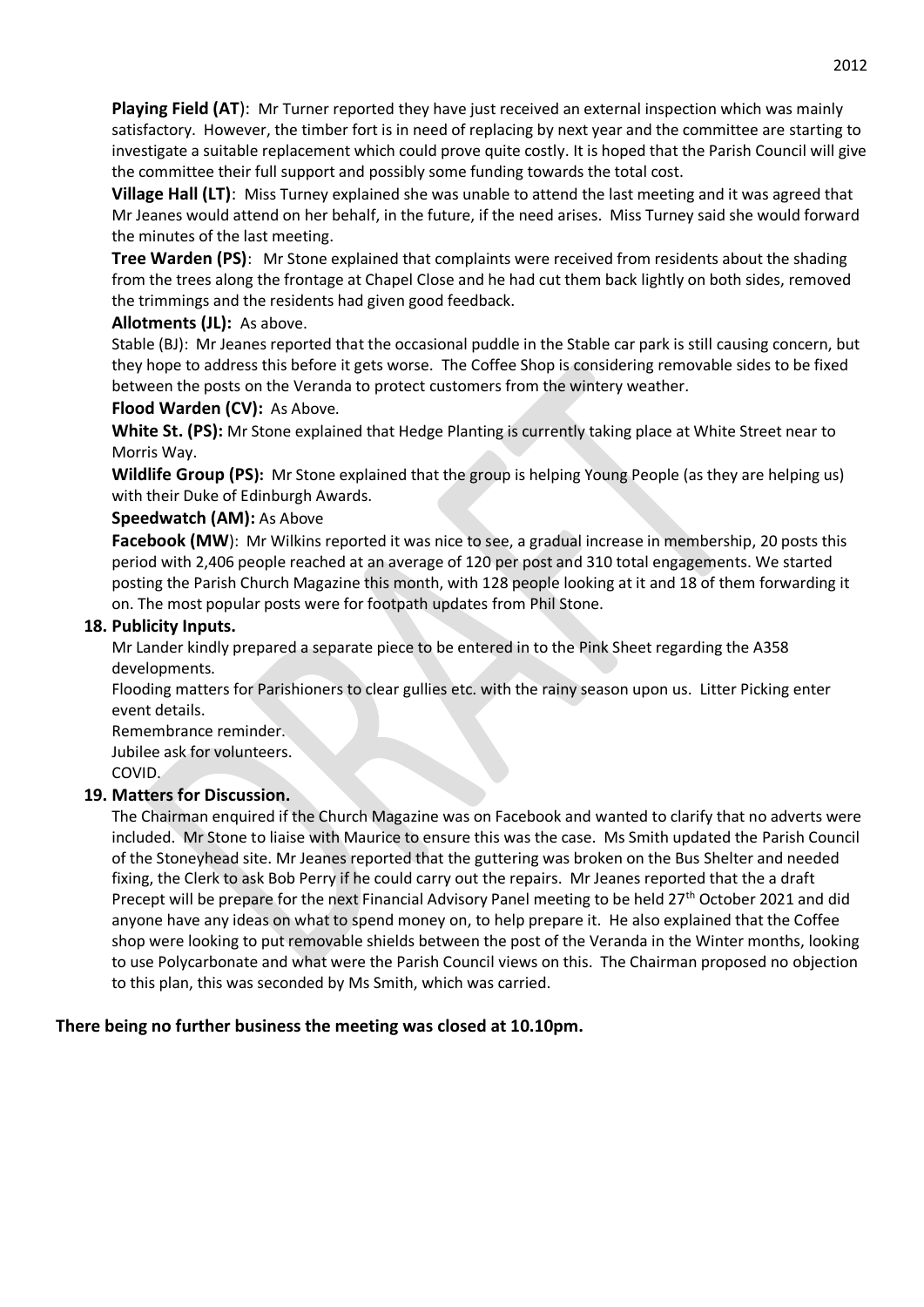**Playing Field (AT**): Mr Turner reported they have just received an external inspection which was mainly satisfactory. However, the timber fort is in need of replacing by next year and the committee are starting to investigate a suitable replacement which could prove quite costly. It is hoped that the Parish Council will give the committee their full support and possibly some funding towards the total cost.

**Village Hall (LT)**: Miss Turney explained she was unable to attend the last meeting and it was agreed that Mr Jeanes would attend on her behalf, in the future, if the need arises. Miss Turney said she would forward the minutes of the last meeting.

**Tree Warden (PS)**: Mr Stone explained that complaints were received from residents about the shading from the trees along the frontage at Chapel Close and he had cut them back lightly on both sides, removed the trimmings and the residents had given good feedback.

**Allotments (JL):** As above.

Stable (BJ): Mr Jeanes reported that the occasional puddle in the Stable car park is still causing concern, but they hope to address this before it gets worse. The Coffee Shop is considering removable sides to be fixed between the posts on the Veranda to protect customers from the wintery weather.

**Flood Warden (CV):** As Above.

**White St. (PS):** Mr Stone explained that Hedge Planting is currently taking place at White Street near to Morris Way.

**Wildlife Group (PS):** Mr Stone explained that the group is helping Young People (as they are helping us) with their Duke of Edinburgh Awards.

**Speedwatch (AM):** As Above

**Facebook (MW**): Mr Wilkins reported it was nice to see, a gradual increase in membership, 20 posts this period with 2,406 people reached at an average of 120 per post and 310 total engagements. We started posting the Parish Church Magazine this month, with 128 people looking at it and 18 of them forwarding it on. The most popular posts were for footpath updates from Phil Stone.

**18. Publicity Inputs.**

Mr Lander kindly prepared a separate piece to be entered in to the Pink Sheet regarding the A358 developments.

Flooding matters for Parishioners to clear gullies etc. with the rainy season upon us. Litter Picking enter event details.

Remembrance reminder.

Jubilee ask for volunteers.

COVID.

**19. Matters for Discussion.**

The Chairman enquired if the Church Magazine was on Facebook and wanted to clarify that no adverts were included. Mr Stone to liaise with Maurice to ensure this was the case. Ms Smith updated the Parish Council of the Stoneyhead site. Mr Jeanes reported that the guttering was broken on the Bus Shelter and needed fixing, the Clerk to ask Bob Perry if he could carry out the repairs. Mr Jeanes reported that the a draft Precept will be prepare for the next Financial Advisory Panel meeting to be held 27th October 2021 and did anyone have any ideas on what to spend money on, to help prepare it. He also explained that the Coffee shop were looking to put removable shields between the post of the Veranda in the Winter months, looking to use Polycarbonate and what were the Parish Council views on this. The Chairman proposed no objection to this plan, this was seconded by Ms Smith, which was carried.

**There being no further business the meeting was closed at 10.10pm.**